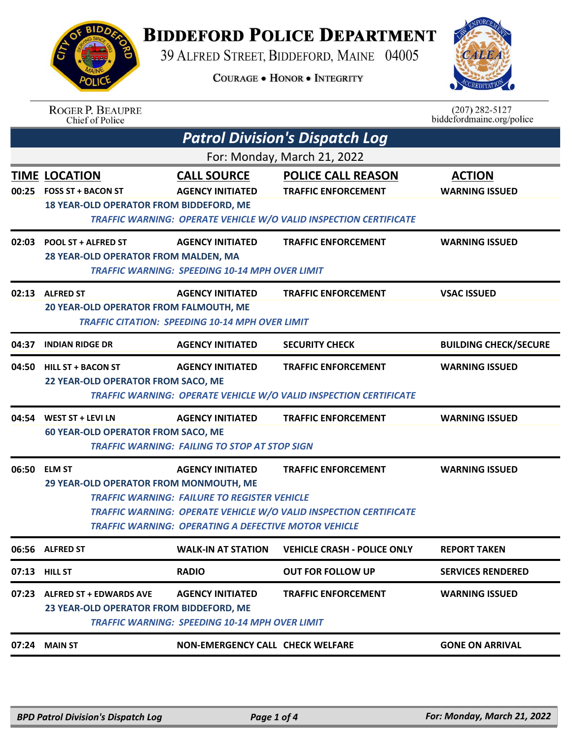# Biddeford Police Department

39 Alfred Street, Biddeford, Maine 04005

Courage • Honor • Integrity

Roger P. Beaupre
Chief of Police

(207) 282-5127
biddefordmaine.org/police

## Patrol Division's Dispatch Log

For: Monday, March 21, 2022

| TIME | LOCATION | CALL SOURCE | POLICE CALL REASON | ACTION |
|---|---|---|---|---|
| 00:25 | FOSS ST + BACON ST | AGENCY INITIATED | TRAFFIC ENFORCEMENT | WARNING ISSUED |
| | 18 YEAR-OLD OPERATOR FROM BIDDEFORD, ME | | | |
| | *TRAFFIC WARNING: OPERATE VEHICLE W/O VALID INSPECTION CERTIFICATE* | | | |
| 02:03 | POOL ST + ALFRED ST | AGENCY INITIATED | TRAFFIC ENFORCEMENT | WARNING ISSUED |
| | 28 YEAR-OLD OPERATOR FROM MALDEN, MA | | | |
| | *TRAFFIC WARNING: SPEEDING 10-14 MPH OVER LIMIT* | | | |
| 02:13 | ALFRED ST | AGENCY INITIATED | TRAFFIC ENFORCEMENT | VSAC ISSUED |
| | 20 YEAR-OLD OPERATOR FROM FALMOUTH, ME | | | |
| | *TRAFFIC CITATION: SPEEDING 10-14 MPH OVER LIMIT* | | | |
| 04:37 | INDIAN RIDGE DR | AGENCY INITIATED | SECURITY CHECK | BUILDING CHECK/SECURE |
| 04:50 | HILL ST + BACON ST | AGENCY INITIATED | TRAFFIC ENFORCEMENT | WARNING ISSUED |
| | 22 YEAR-OLD OPERATOR FROM SACO, ME | | | |
| | *TRAFFIC WARNING: OPERATE VEHICLE W/O VALID INSPECTION CERTIFICATE* | | | |
| 04:54 | WEST ST + LEVI LN | AGENCY INITIATED | TRAFFIC ENFORCEMENT | WARNING ISSUED |
| | 60 YEAR-OLD OPERATOR FROM SACO, ME | | | |
| | *TRAFFIC WARNING: FAILING TO STOP AT STOP SIGN* | | | |
| 06:50 | ELM ST | AGENCY INITIATED | TRAFFIC ENFORCEMENT | WARNING ISSUED |
| | 29 YEAR-OLD OPERATOR FROM MONMOUTH, ME | | | |
| | *TRAFFIC WARNING: FAILURE TO REGISTER VEHICLE* | | | |
| | *TRAFFIC WARNING: OPERATE VEHICLE W/O VALID INSPECTION CERTIFICATE* | | | |
| | *TRAFFIC WARNING: OPERATING A DEFECTIVE MOTOR VEHICLE* | | | |
| 06:56 | ALFRED ST | WALK-IN AT STATION | VEHICLE CRASH - POLICE ONLY | REPORT TAKEN |
| 07:13 | HILL ST | RADIO | OUT FOR FOLLOW UP | SERVICES RENDERED |
| 07:23 | ALFRED ST + EDWARDS AVE | AGENCY INITIATED | TRAFFIC ENFORCEMENT | WARNING ISSUED |
| | 23 YEAR-OLD OPERATOR FROM BIDDEFORD, ME | | | |
| | *TRAFFIC WARNING: SPEEDING 10-14 MPH OVER LIMIT* | | | |
| 07:24 | MAIN ST | NON-EMERGENCY CALL | CHECK WELFARE | GONE ON ARRIVAL |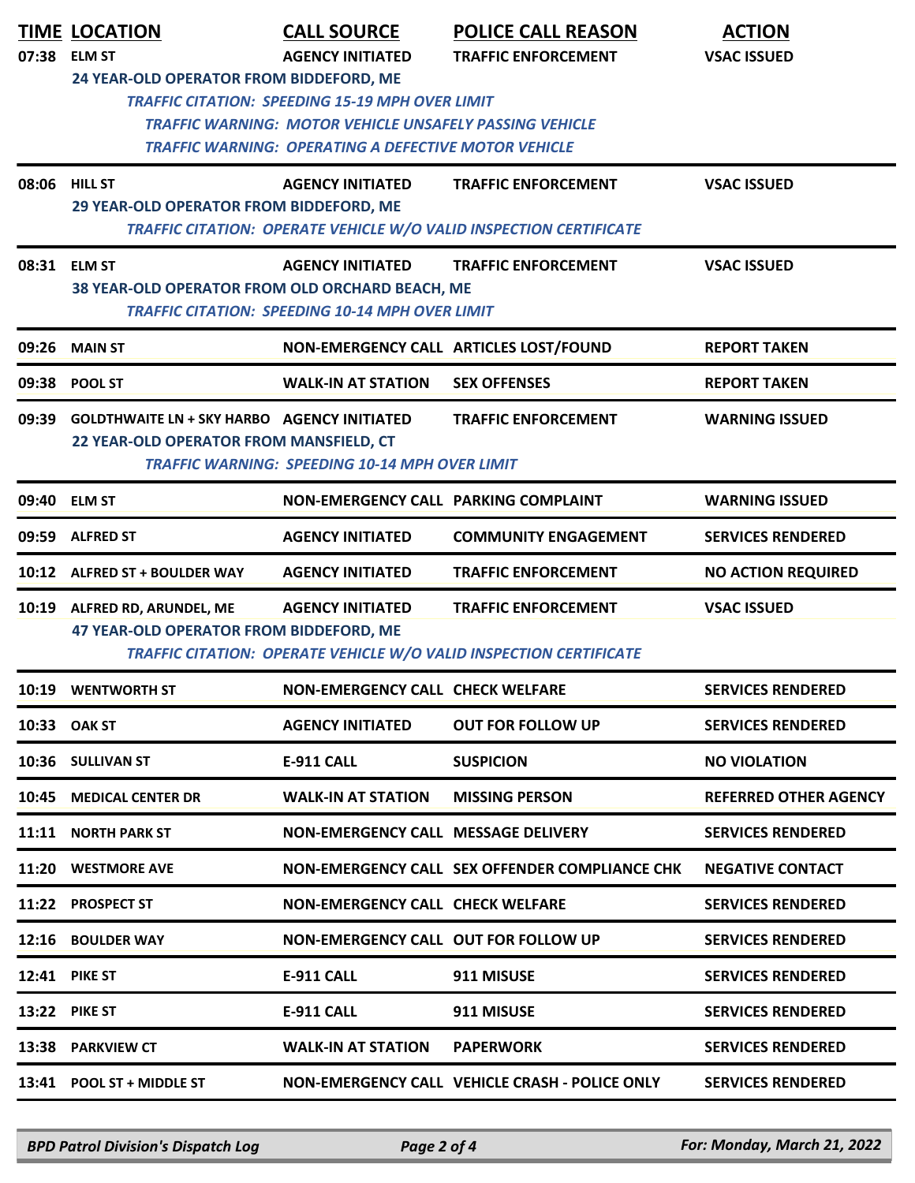| TIME | LOCATION | CALL SOURCE | POLICE CALL REASON | ACTION |
|---|---|---|---|---|
| 07:38 | ELM ST | AGENCY INITIATED | TRAFFIC ENFORCEMENT | VSAC ISSUED |
| | 24 YEAR-OLD OPERATOR FROM BIDDEFORD, ME<br>*TRAFFIC CITATION: SPEEDING 15-19 MPH OVER LIMIT*<br>*TRAFFIC WARNING: MOTOR VEHICLE UNSAFELY PASSING VEHICLE*<br>*TRAFFIC WARNING: OPERATING A DEFECTIVE MOTOR VEHICLE* | | | |
| 08:06 | HILL ST | AGENCY INITIATED | TRAFFIC ENFORCEMENT | VSAC ISSUED |
| | 29 YEAR-OLD OPERATOR FROM BIDDEFORD, ME<br>*TRAFFIC CITATION: OPERATE VEHICLE W/O VALID INSPECTION CERTIFICATE* | | | |
| 08:31 | ELM ST | AGENCY INITIATED | TRAFFIC ENFORCEMENT | VSAC ISSUED |
| | 38 YEAR-OLD OPERATOR FROM OLD ORCHARD BEACH, ME<br>*TRAFFIC CITATION: SPEEDING 10-14 MPH OVER LIMIT* | | | |
| 09:26 | MAIN ST | NON-EMERGENCY CALL | ARTICLES LOST/FOUND | REPORT TAKEN |
| 09:38 | POOL ST | WALK-IN AT STATION | SEX OFFENSES | REPORT TAKEN |
| 09:39 | GOLDTHWAITE LN + SKY HARBO | AGENCY INITIATED | TRAFFIC ENFORCEMENT | WARNING ISSUED |
| | 22 YEAR-OLD OPERATOR FROM MANSFIELD, CT<br>*TRAFFIC WARNING: SPEEDING 10-14 MPH OVER LIMIT* | | | |
| 09:40 | ELM ST | NON-EMERGENCY CALL | PARKING COMPLAINT | WARNING ISSUED |
| 09:59 | ALFRED ST | AGENCY INITIATED | COMMUNITY ENGAGEMENT | SERVICES RENDERED |
| 10:12 | ALFRED ST + BOULDER WAY | AGENCY INITIATED | TRAFFIC ENFORCEMENT | NO ACTION REQUIRED |
| 10:19 | ALFRED RD, ARUNDEL, ME | AGENCY INITIATED | TRAFFIC ENFORCEMENT | VSAC ISSUED |
| | 47 YEAR-OLD OPERATOR FROM BIDDEFORD, ME<br>*TRAFFIC CITATION: OPERATE VEHICLE W/O VALID INSPECTION CERTIFICATE* | | | |
| 10:19 | WENTWORTH ST | NON-EMERGENCY CALL | CHECK WELFARE | SERVICES RENDERED |
| 10:33 | OAK ST | AGENCY INITIATED | OUT FOR FOLLOW UP | SERVICES RENDERED |
| 10:36 | SULLIVAN ST | E-911 CALL | SUSPICION | NO VIOLATION |
| 10:45 | MEDICAL CENTER DR | WALK-IN AT STATION | MISSING PERSON | REFERRED OTHER AGENCY |
| 11:11 | NORTH PARK ST | NON-EMERGENCY CALL | MESSAGE DELIVERY | SERVICES RENDERED |
| 11:20 | WESTMORE AVE | NON-EMERGENCY CALL | SEX OFFENDER COMPLIANCE CHK | NEGATIVE CONTACT |
| 11:22 | PROSPECT ST | NON-EMERGENCY CALL | CHECK WELFARE | SERVICES RENDERED |
| 12:16 | BOULDER WAY | NON-EMERGENCY CALL | OUT FOR FOLLOW UP | SERVICES RENDERED |
| 12:41 | PIKE ST | E-911 CALL | 911 MISUSE | SERVICES RENDERED |
| 13:22 | PIKE ST | E-911 CALL | 911 MISUSE | SERVICES RENDERED |
| 13:38 | PARKVIEW CT | WALK-IN AT STATION | PAPERWORK | SERVICES RENDERED |
| 13:41 | POOL ST + MIDDLE ST | NON-EMERGENCY CALL | VEHICLE CRASH - POLICE ONLY | SERVICES RENDERED |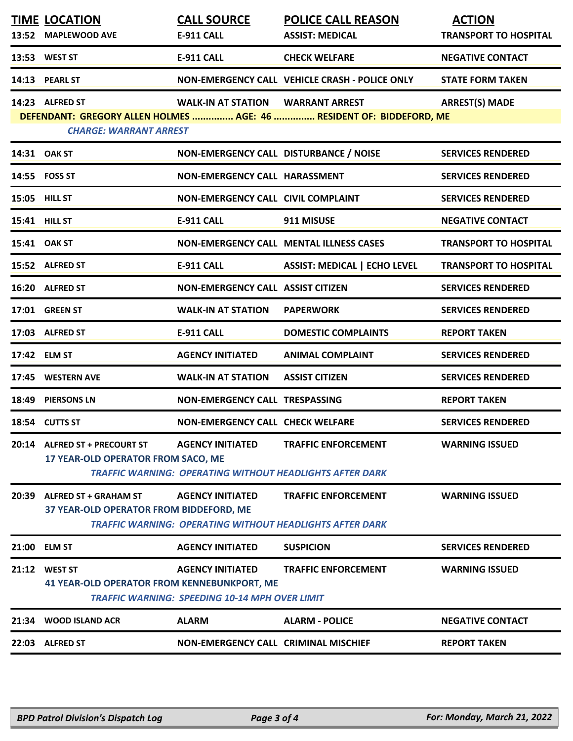| TIME | LOCATION | CALL SOURCE | POLICE CALL REASON | ACTION |
|---|---|---|---|---|
| 13:52 | MAPLEWOOD AVE | E-911 CALL | ASSIST: MEDICAL | TRANSPORT TO HOSPITAL |
| 13:53 | WEST ST | E-911 CALL | CHECK WELFARE | NEGATIVE CONTACT |
| 14:13 | PEARL ST | NON-EMERGENCY CALL | VEHICLE CRASH - POLICE ONLY | STATE FORM TAKEN |
| 14:23 | ALFRED ST | WALK-IN AT STATION | WARRANT ARREST | ARREST(S) MADE |
| | DEFENDANT: GREGORY ALLEN HOLMES ............... AGE: 46 ............... RESIDENT OF: BIDDEFORD, ME<br>*CHARGE: WARRANT ARREST* | | | |
| 14:31 | OAK ST | NON-EMERGENCY CALL | DISTURBANCE / NOISE | SERVICES RENDERED |
| 14:55 | FOSS ST | NON-EMERGENCY CALL | HARASSMENT | SERVICES RENDERED |
| 15:05 | HILL ST | NON-EMERGENCY CALL | CIVIL COMPLAINT | SERVICES RENDERED |
| 15:41 | HILL ST | E-911 CALL | 911 MISUSE | NEGATIVE CONTACT |
| 15:41 | OAK ST | NON-EMERGENCY CALL | MENTAL ILLNESS CASES | TRANSPORT TO HOSPITAL |
| 15:52 | ALFRED ST | E-911 CALL | ASSIST: MEDICAL \| ECHO LEVEL | TRANSPORT TO HOSPITAL |
| 16:20 | ALFRED ST | NON-EMERGENCY CALL | ASSIST CITIZEN | SERVICES RENDERED |
| 17:01 | GREEN ST | WALK-IN AT STATION | PAPERWORK | SERVICES RENDERED |
| 17:03 | ALFRED ST | E-911 CALL | DOMESTIC COMPLAINTS | REPORT TAKEN |
| 17:42 | ELM ST | AGENCY INITIATED | ANIMAL COMPLAINT | SERVICES RENDERED |
| 17:45 | WESTERN AVE | WALK-IN AT STATION | ASSIST CITIZEN | SERVICES RENDERED |
| 18:49 | PIERSONS LN | NON-EMERGENCY CALL | TRESPASSING | REPORT TAKEN |
| 18:54 | CUTTS ST | NON-EMERGENCY CALL | CHECK WELFARE | SERVICES RENDERED |
| 20:14 | ALFRED ST + PRECOURT ST<br>17 YEAR-OLD OPERATOR FROM SACO, ME | AGENCY INITIATED | TRAFFIC ENFORCEMENT | WARNING ISSUED |
| | | *TRAFFIC WARNING: OPERATING WITHOUT HEADLIGHTS AFTER DARK* | | |
| 20:39 | ALFRED ST + GRAHAM ST<br>37 YEAR-OLD OPERATOR FROM BIDDEFORD, ME | AGENCY INITIATED | TRAFFIC ENFORCEMENT | WARNING ISSUED |
| | | *TRAFFIC WARNING: OPERATING WITHOUT HEADLIGHTS AFTER DARK* | | |
| 21:00 | ELM ST | AGENCY INITIATED | SUSPICION | SERVICES RENDERED |
| 21:12 | WEST ST<br>41 YEAR-OLD OPERATOR FROM KENNEBUNKPORT, ME | AGENCY INITIATED | TRAFFIC ENFORCEMENT | WARNING ISSUED |
| | | *TRAFFIC WARNING: SPEEDING 10-14 MPH OVER LIMIT* | | |
| 21:34 | WOOD ISLAND ACR | ALARM | ALARM - POLICE | NEGATIVE CONTACT |
| 22:03 | ALFRED ST | NON-EMERGENCY CALL | CRIMINAL MISCHIEF | REPORT TAKEN |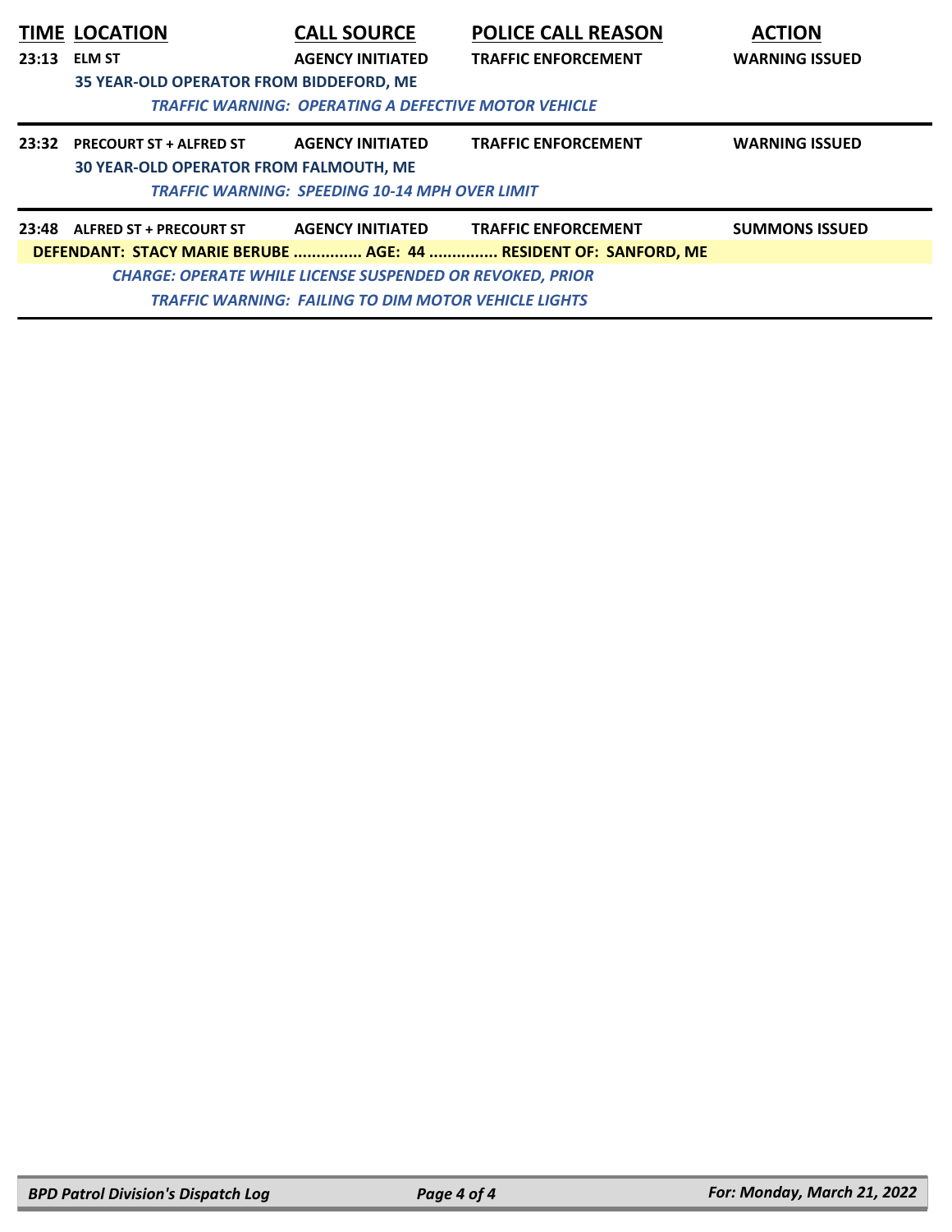| TIME | LOCATION | CALL SOURCE | POLICE CALL REASON | ACTION |
|---|---|---|---|---|
| 23:13 | ELM ST | AGENCY INITIATED | TRAFFIC ENFORCEMENT | WARNING ISSUED |
| | 35 YEAR-OLD OPERATOR FROM BIDDEFORD, ME | | | |
| | *TRAFFIC WARNING: OPERATING A DEFECTIVE MOTOR VEHICLE* | | | |
| 23:32 | PRECOURT ST + ALFRED ST | AGENCY INITIATED | TRAFFIC ENFORCEMENT | WARNING ISSUED |
| | 30 YEAR-OLD OPERATOR FROM FALMOUTH, ME | | | |
| | *TRAFFIC WARNING: SPEEDING 10-14 MPH OVER LIMIT* | | | |
| 23:48 | ALFRED ST + PRECOURT ST | AGENCY INITIATED | TRAFFIC ENFORCEMENT | SUMMONS ISSUED |
| | DEFENDANT: STACY MARIE BERUBE ............... AGE: 44 ............... RESIDENT OF: SANFORD, ME | | | |
| | *CHARGE: OPERATE WHILE LICENSE SUSPENDED OR REVOKED, PRIOR* | | | |
| | *TRAFFIC WARNING: FAILING TO DIM MOTOR VEHICLE LIGHTS* | | | |